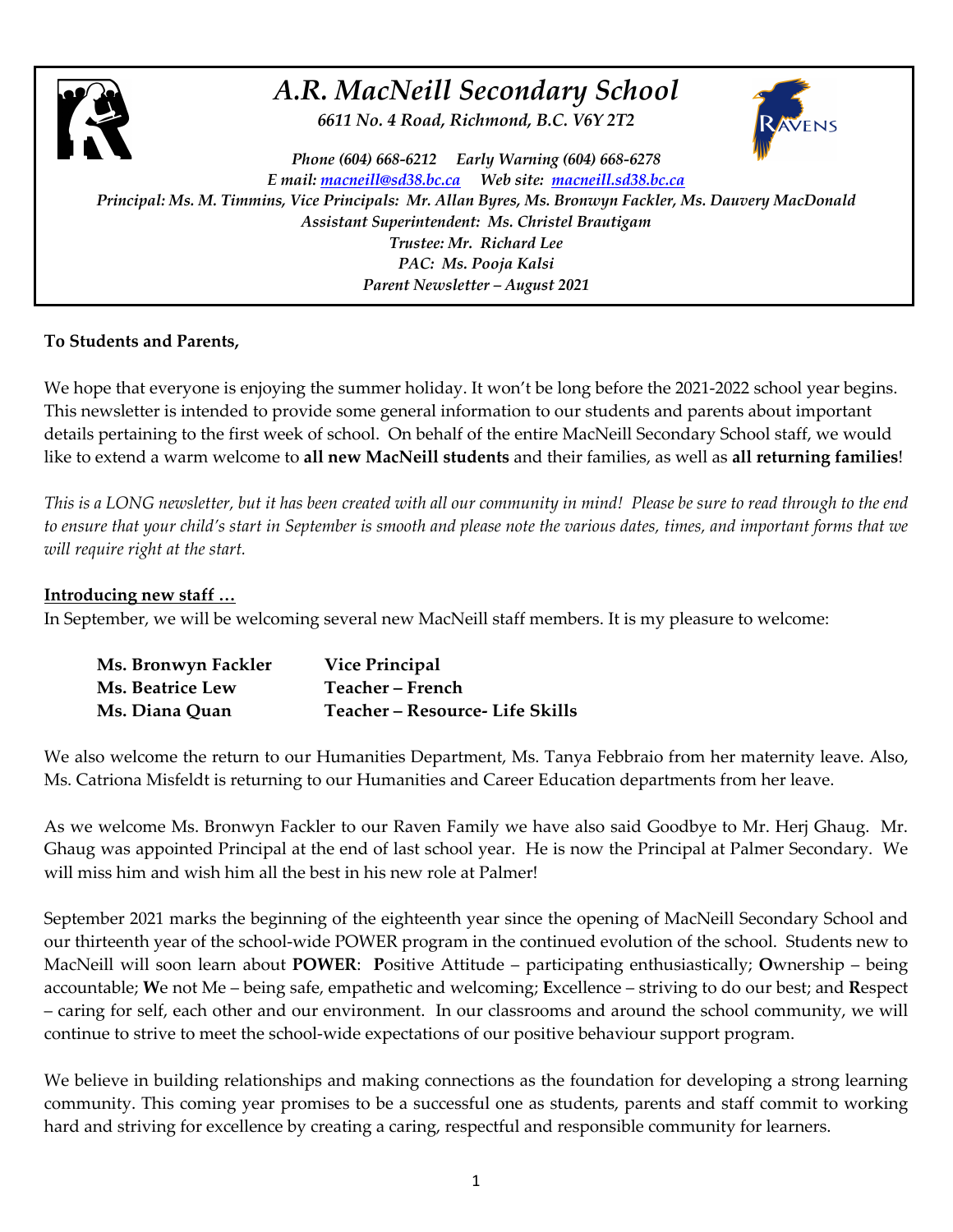# *A.R. MacNeill Secondary School*

*6611 No. 4 Road, Richmond, B.C. V6Y 2T2*

*Phone (604) 668-6212 Early Warning (604) 668-6278*
*E mail: macneill@sd38.bc.ca Web site: macneill.sd38.bc.ca*
*Principal: Ms. M. Timmins, Vice Principals: Mr. Allan Byres, Ms. Bronwyn Fackler, Ms. Dauvery MacDonald*
*Assistant Superintendent: Ms. Christel Brautigam*
*Trustee: Mr. Richard Lee*
*PAC: Ms. Pooja Kalsi*
*Parent Newsletter – August 2021*

**To Students and Parents,**

We hope that everyone is enjoying the summer holiday. It won't be long before the 2021-2022 school year begins. This newsletter is intended to provide some general information to our students and parents about important details pertaining to the first week of school. On behalf of the entire MacNeill Secondary School staff, we would like to extend a warm welcome to **all new MacNeill students** and their families, as well as **all returning families**!

*This is a LONG newsletter, but it has been created with all our community in mind! Please be sure to read through to the end to ensure that your child's start in September is smooth and please note the various dates, times, and important forms that we will require right at the start.*

**Introducing new staff …**

In September, we will be welcoming several new MacNeill staff members. It is my pleasure to welcome:

| | |
|---|---|
| **Ms. Bronwyn Fackler** | **Vice Principal** |
| **Ms. Beatrice Lew** | **Teacher – French** |
| **Ms. Diana Quan** | **Teacher – Resource- Life Skills** |

We also welcome the return to our Humanities Department, Ms. Tanya Febbraio from her maternity leave. Also, Ms. Catriona Misfeldt is returning to our Humanities and Career Education departments from her leave.

As we welcome Ms. Bronwyn Fackler to our Raven Family we have also said Goodbye to Mr. Herj Ghaug. Mr. Ghaug was appointed Principal at the end of last school year. He is now the Principal at Palmer Secondary. We will miss him and wish him all the best in his new role at Palmer!

September 2021 marks the beginning of the eighteenth year since the opening of MacNeill Secondary School and our thirteenth year of the school-wide POWER program in the continued evolution of the school. Students new to MacNeill will soon learn about **POWER**: **P**ositive Attitude – participating enthusiastically; **O**wnership – being accountable; **W**e not Me – being safe, empathetic and welcoming; **E**xcellence – striving to do our best; and **R**espect – caring for self, each other and our environment. In our classrooms and around the school community, we will continue to strive to meet the school-wide expectations of our positive behaviour support program.

We believe in building relationships and making connections as the foundation for developing a strong learning community. This coming year promises to be a successful one as students, parents and staff commit to working hard and striving for excellence by creating a caring, respectful and responsible community for learners.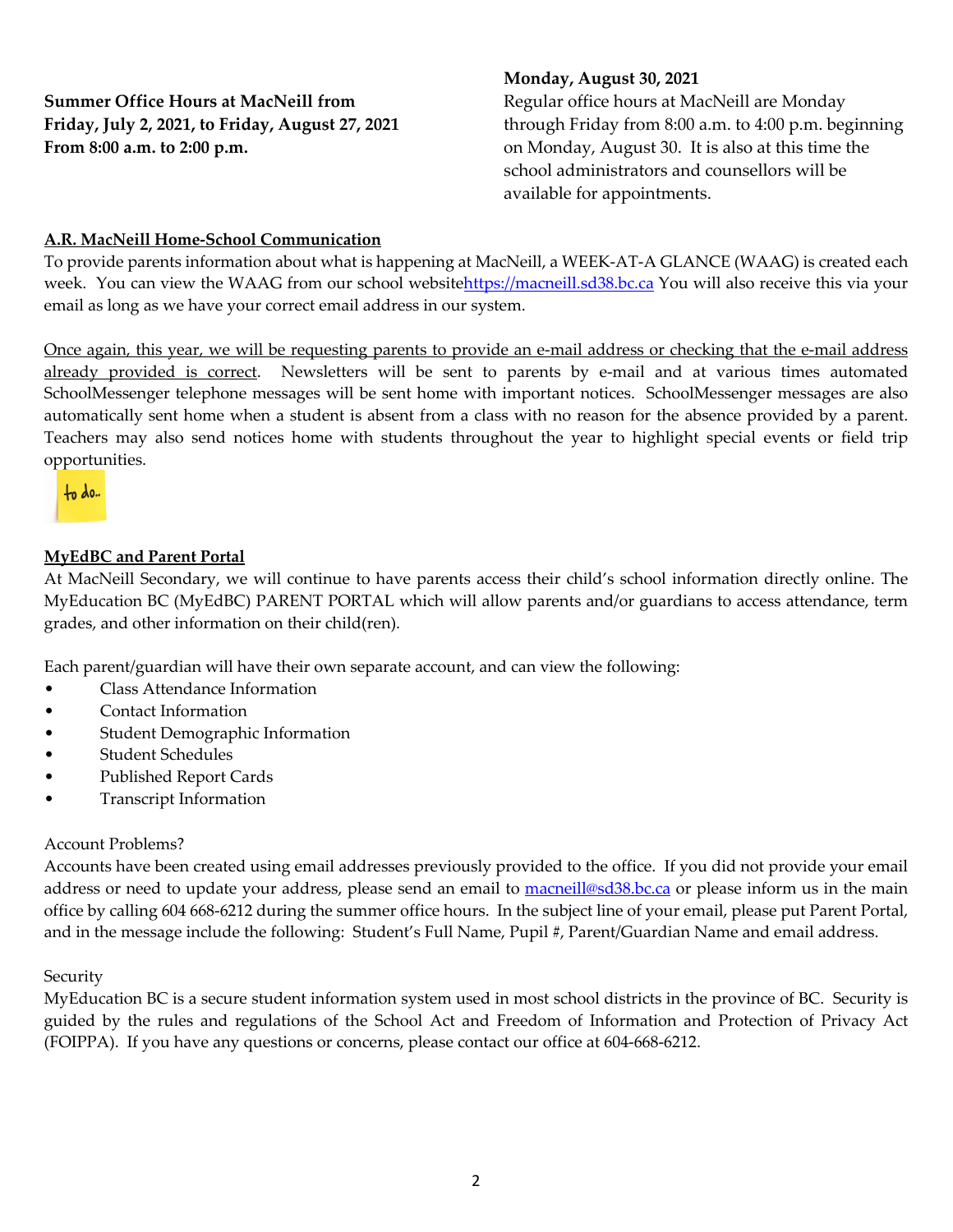**Summer Office Hours at MacNeill from Friday, July 2, 2021, to Friday, August 27, 2021 From 8:00 a.m. to 2:00 p.m.**

**Monday, August 30, 2021**
Regular office hours at MacNeill are Monday through Friday from 8:00 a.m. to 4:00 p.m. beginning on Monday, August 30. It is also at this time the school administrators and counsellors will be available for appointments.

## A.R. MacNeill Home-School Communication

To provide parents information about what is happening at MacNeill, a WEEK-AT-A GLANCE (WAAG) is created each week. You can view the WAAG from our school websitehttps://macneill.sd38.bc.ca You will also receive this via your email as long as we have your correct email address in our system.

Once again, this year, we will be requesting parents to provide an e-mail address or checking that the e-mail address already provided is correct. Newsletters will be sent to parents by e-mail and at various times automated SchoolMessenger telephone messages will be sent home with important notices. SchoolMessenger messages are also automatically sent home when a student is absent from a class with no reason for the absence provided by a parent. Teachers may also send notices home with students throughout the year to highlight special events or field trip opportunities.

## MyEdBC and Parent Portal

At MacNeill Secondary, we will continue to have parents access their child's school information directly online. The MyEducation BC (MyEdBC) PARENT PORTAL which will allow parents and/or guardians to access attendance, term grades, and other information on their child(ren).

Each parent/guardian will have their own separate account, and can view the following:

- Class Attendance Information
- Contact Information
- Student Demographic Information
- Student Schedules
- Published Report Cards
- Transcript Information

Account Problems?

Accounts have been created using email addresses previously provided to the office. If you did not provide your email address or need to update your address, please send an email to macneill@sd38.bc.ca or please inform us in the main office by calling 604 668-6212 during the summer office hours. In the subject line of your email, please put Parent Portal, and in the message include the following: Student's Full Name, Pupil #, Parent/Guardian Name and email address.

Security

MyEducation BC is a secure student information system used in most school districts in the province of BC. Security is guided by the rules and regulations of the School Act and Freedom of Information and Protection of Privacy Act (FOIPPA). If you have any questions or concerns, please contact our office at 604-668-6212.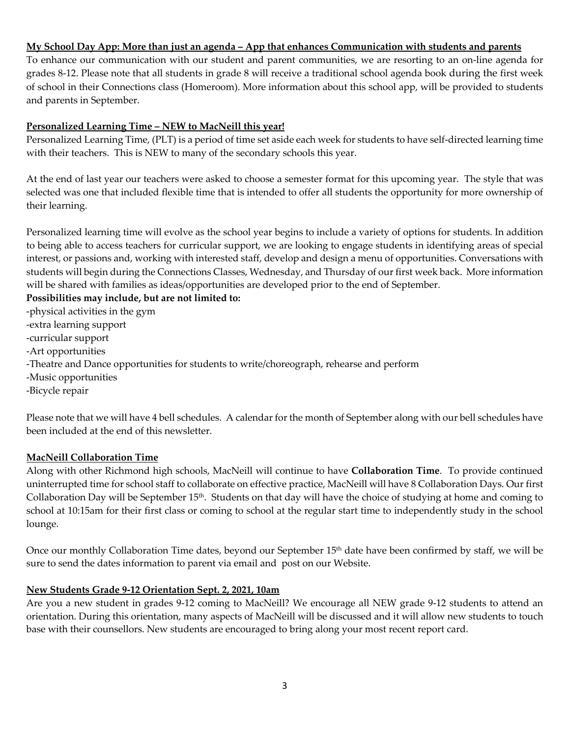## My School Day App: More than just an agenda – App that enhances Communication with students and parents

To enhance our communication with our student and parent communities, we are resorting to an on-line agenda for grades 8-12. Please note that all students in grade 8 will receive a traditional school agenda book during the first week of school in their Connections class (Homeroom). More information about this school app, will be provided to students and parents in September.

## Personalized Learning Time – NEW to MacNeill this year!

Personalized Learning Time, (PLT) is a period of time set aside each week for students to have self-directed learning time with their teachers. This is NEW to many of the secondary schools this year.

At the end of last year our teachers were asked to choose a semester format for this upcoming year. The style that was selected was one that included flexible time that is intended to offer all students the opportunity for more ownership of their learning.

Personalized learning time will evolve as the school year begins to include a variety of options for students. In addition to being able to access teachers for curricular support, we are looking to engage students in identifying areas of special interest, or passions and, working with interested staff, develop and design a menu of opportunities. Conversations with students will begin during the Connections Classes, Wednesday, and Thursday of our first week back. More information will be shared with families as ideas/opportunities are developed prior to the end of September.

**Possibilities may include, but are not limited to:**

- physical activities in the gym
- extra learning support
- curricular support
- Art opportunities
- Theatre and Dance opportunities for students to write/choreograph, rehearse and perform
- Music opportunities
- Bicycle repair

Please note that we will have 4 bell schedules. A calendar for the month of September along with our bell schedules have been included at the end of this newsletter.

## MacNeill Collaboration Time

Along with other Richmond high schools, MacNeill will continue to have **Collaboration Time**. To provide continued uninterrupted time for school staff to collaborate on effective practice, MacNeill will have 8 Collaboration Days. Our first Collaboration Day will be September 15th. Students on that day will have the choice of studying at home and coming to school at 10:15am for their first class or coming to school at the regular start time to independently study in the school lounge.

Once our monthly Collaboration Time dates, beyond our September 15th date have been confirmed by staff, we will be sure to send the dates information to parent via email and post on our Website.

## New Students Grade 9-12 Orientation Sept. 2, 2021, 10am

Are you a new student in grades 9-12 coming to MacNeill? We encourage all NEW grade 9-12 students to attend an orientation. During this orientation, many aspects of MacNeill will be discussed and it will allow new students to touch base with their counsellors. New students are encouraged to bring along your most recent report card.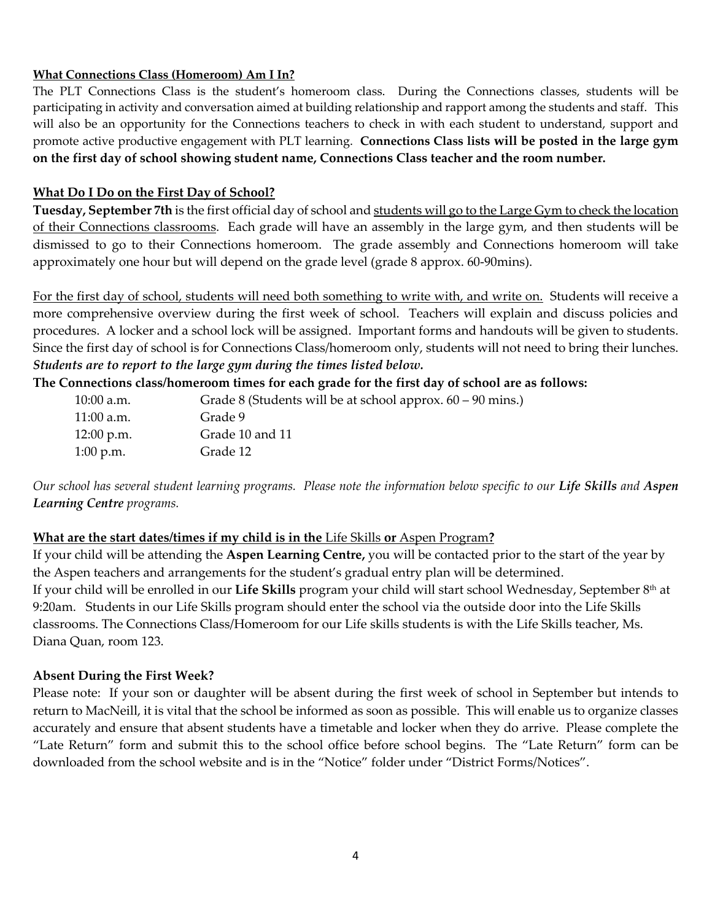### What Connections Class (Homeroom) Am I In?

The PLT Connections Class is the student's homeroom class. During the Connections classes, students will be participating in activity and conversation aimed at building relationship and rapport among the students and staff. This will also be an opportunity for the Connections teachers to check in with each student to understand, support and promote active productive engagement with PLT learning. **Connections Class lists will be posted in the large gym on the first day of school showing student name, Connections Class teacher and the room number.**

### What Do I Do on the First Day of School?

**Tuesday, September 7th** is the first official day of school and students will go to the Large Gym to check the location of their Connections classrooms. Each grade will have an assembly in the large gym, and then students will be dismissed to go to their Connections homeroom. The grade assembly and Connections homeroom will take approximately one hour but will depend on the grade level (grade 8 approx. 60-90mins).

For the first day of school, students will need both something to write with, and write on. Students will receive a more comprehensive overview during the first week of school. Teachers will explain and discuss policies and procedures. A locker and a school lock will be assigned. Important forms and handouts will be given to students. Since the first day of school is for Connections Class/homeroom only, students will not need to bring their lunches. ***Students are to report to the large gym during the times listed below.***

**The Connections class/homeroom times for each grade for the first day of school are as follows:**

| | |
|---|---|
| 10:00 a.m. | Grade 8 (Students will be at school approx. 60 – 90 mins.) |
| 11:00 a.m. | Grade 9 |
| 12:00 p.m. | Grade 10 and 11 |
| 1:00 p.m. | Grade 12 |

*Our school has several student learning programs. Please note the information below specific to our **Life Skills** and **Aspen Learning Centre** programs.*

### What are the start dates/times if my child is in the Life Skills or Aspen Program?

If your child will be attending the **Aspen Learning Centre,** you will be contacted prior to the start of the year by the Aspen teachers and arrangements for the student's gradual entry plan will be determined.
If your child will be enrolled in our **Life Skills** program your child will start school Wednesday, September 8th at 9:20am. Students in our Life Skills program should enter the school via the outside door into the Life Skills classrooms. The Connections Class/Homeroom for our Life skills students is with the Life Skills teacher, Ms. Diana Quan, room 123.

### Absent During the First Week?

Please note: If your son or daughter will be absent during the first week of school in September but intends to return to MacNeill, it is vital that the school be informed as soon as possible. This will enable us to organize classes accurately and ensure that absent students have a timetable and locker when they do arrive. Please complete the "Late Return" form and submit this to the school office before school begins. The "Late Return" form can be downloaded from the school website and is in the "Notice" folder under "District Forms/Notices".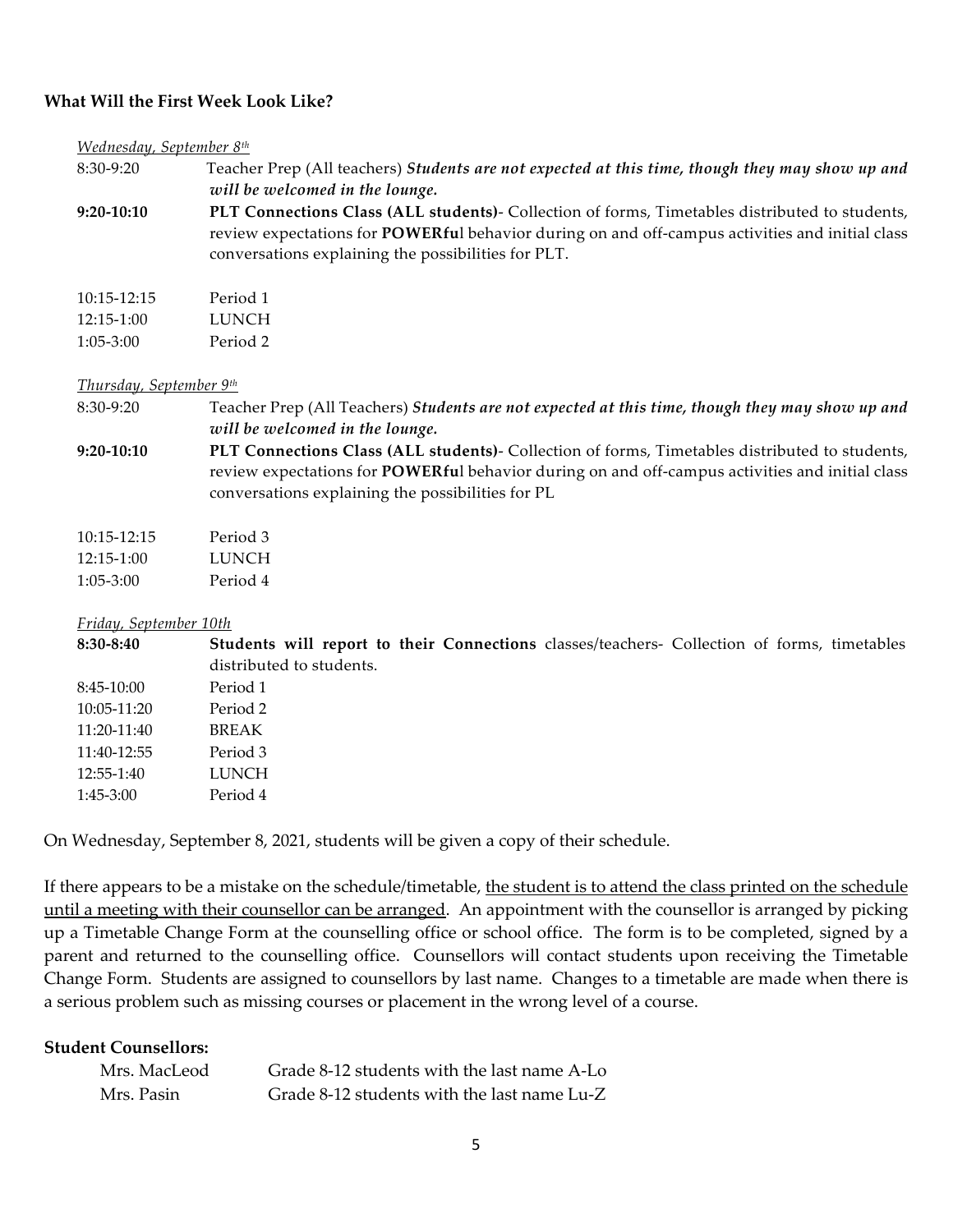**What Will the First Week Look Like?**

*Wednesday, September 8th*

| | |
|---|---|
| 8:30-9:20 | Teacher Prep (All teachers) ***Students are not expected at this time, though they may show up and will be welcomed in the lounge.*** |
| **9:20-10:10** | **PLT Connections Class (ALL students)**- Collection of forms, Timetables distributed to students, review expectations for **POWERfu**l behavior during on and off-campus activities and initial class conversations explaining the possibilities for PLT. |
| 10:15-12:15 | Period 1 |
| 12:15-1:00 | LUNCH |
| 1:05-3:00 | Period 2 |

*Thursday, September 9th*

| | |
|---|---|
| 8:30-9:20 | Teacher Prep (All Teachers) ***Students are not expected at this time, though they may show up and will be welcomed in the lounge.*** |
| **9:20-10:10** | **PLT Connections Class (ALL students)**- Collection of forms, Timetables distributed to students, review expectations for **POWERfu**l behavior during on and off-campus activities and initial class conversations explaining the possibilities for PL |
| 10:15-12:15 | Period 3 |
| 12:15-1:00 | LUNCH |
| 1:05-3:00 | Period 4 |

*Friday, September 10th*

| | |
|---|---|
| **8:30-8:40** | **Students will report to their Connections** classes/teachers- Collection of forms, timetables distributed to students. |
| 8:45-10:00 | Period 1 |
| 10:05-11:20 | Period 2 |
| 11:20-11:40 | BREAK |
| 11:40-12:55 | Period 3 |
| 12:55-1:40 | LUNCH |
| 1:45-3:00 | Period 4 |

On Wednesday, September 8, 2021, students will be given a copy of their schedule.

If there appears to be a mistake on the schedule/timetable, the student is to attend the class printed on the schedule until a meeting with their counsellor can be arranged. An appointment with the counsellor is arranged by picking up a Timetable Change Form at the counselling office or school office. The form is to be completed, signed by a parent and returned to the counselling office. Counsellors will contact students upon receiving the Timetable Change Form. Students are assigned to counsellors by last name. Changes to a timetable are made when there is a serious problem such as missing courses or placement in the wrong level of a course.

**Student Counsellors:**

| | |
|---|---|
| Mrs. MacLeod | Grade 8-12 students with the last name A-Lo |
| Mrs. Pasin | Grade 8-12 students with the last name Lu-Z |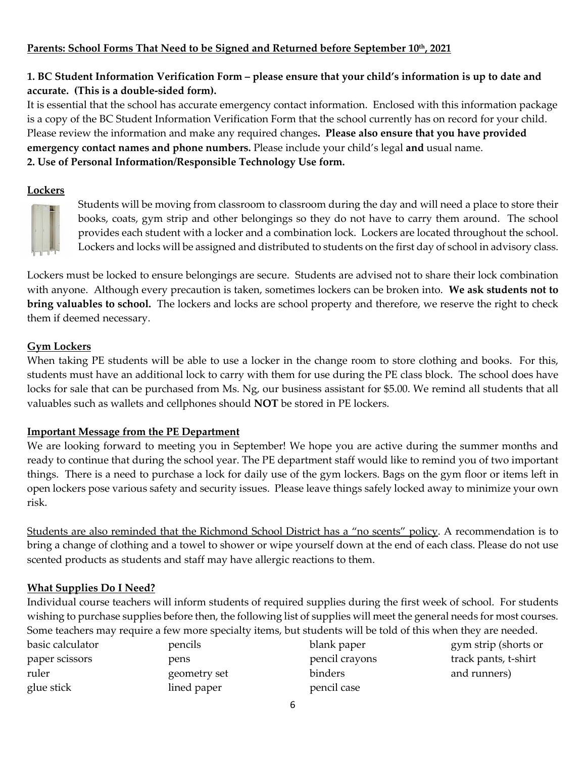**Parents: School Forms That Need to be Signed and Returned before September 10th, 2021**

**1. BC Student Information Verification Form – please ensure that your child's information is up to date and accurate. (This is a double-sided form).**

It is essential that the school has accurate emergency contact information. Enclosed with this information package is a copy of the BC Student Information Verification Form that the school currently has on record for your child. Please review the information and make any required changes**. Please also ensure that you have provided emergency contact names and phone numbers.** Please include your child's legal **and** usual name.

**2. Use of Personal Information/Responsible Technology Use form.**

## Lockers

Students will be moving from classroom to classroom during the day and will need a place to store their books, coats, gym strip and other belongings so they do not have to carry them around. The school provides each student with a locker and a combination lock. Lockers are located throughout the school. Lockers and locks will be assigned and distributed to students on the first day of school in advisory class.

Lockers must be locked to ensure belongings are secure. Students are advised not to share their lock combination with anyone. Although every precaution is taken, sometimes lockers can be broken into. **We ask students not to bring valuables to school.** The lockers and locks are school property and therefore, we reserve the right to check them if deemed necessary.

## Gym Lockers

When taking PE students will be able to use a locker in the change room to store clothing and books. For this, students must have an additional lock to carry with them for use during the PE class block. The school does have locks for sale that can be purchased from Ms. Ng, our business assistant for $5.00. We remind all students that all valuables such as wallets and cellphones should **NOT** be stored in PE lockers.

## Important Message from the PE Department

We are looking forward to meeting you in September! We hope you are active during the summer months and ready to continue that during the school year. The PE department staff would like to remind you of two important things. There is a need to purchase a lock for daily use of the gym lockers. Bags on the gym floor or items left in open lockers pose various safety and security issues. Please leave things safely locked away to minimize your own risk.

Students are also reminded that the Richmond School District has a "no scents" policy. A recommendation is to bring a change of clothing and a towel to shower or wipe yourself down at the end of each class. Please do not use scented products as students and staff may have allergic reactions to them.

## What Supplies Do I Need?

Individual course teachers will inform students of required supplies during the first week of school. For students wishing to purchase supplies before then, the following list of supplies will meet the general needs for most courses. Some teachers may require a few more specialty items, but students will be told of this when they are needed.

- basic calculator
- paper scissors
- ruler
- glue stick
- pencils
- pens
- geometry set
- lined paper
- blank paper
- pencil crayons
- binders
- pencil case
- gym strip (shorts or track pants, t-shirt and runners)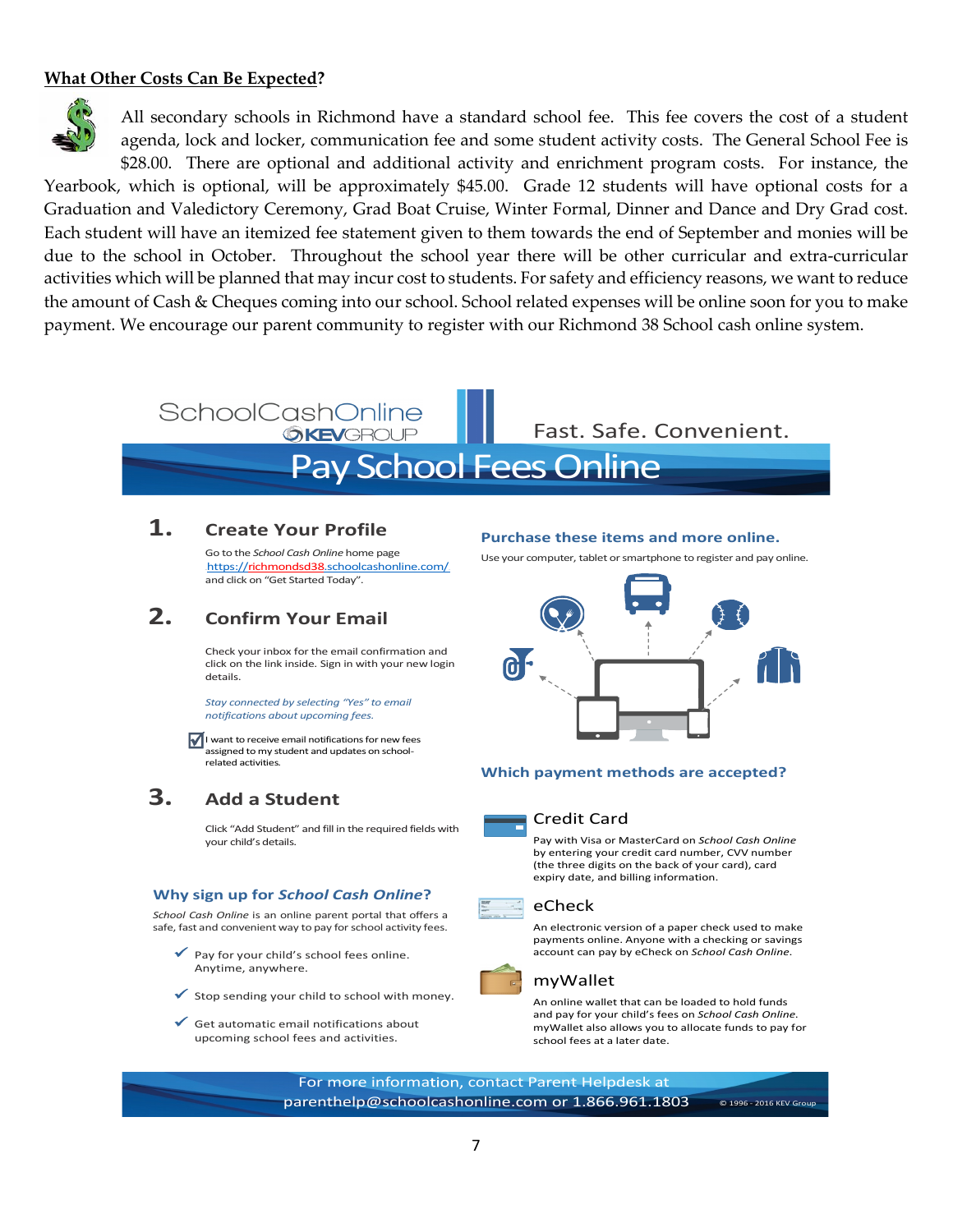## What Other Costs Can Be Expected?

All secondary schools in Richmond have a standard school fee. This fee covers the cost of a student agenda, lock and locker, communication fee and some student activity costs. The General School Fee is $28.00. There are optional and additional activity and enrichment program costs. For instance, the Yearbook, which is optional, will be approximately $45.00. Grade 12 students will have optional costs for a Graduation and Valedictory Ceremony, Grad Boat Cruise, Winter Formal, Dinner and Dance and Dry Grad cost. Each student will have an itemized fee statement given to them towards the end of September and monies will be due to the school in October. Throughout the school year there will be other curricular and extra-curricular activities which will be planned that may incur cost to students. For safety and efficiency reasons, we want to reduce the amount of Cash & Cheques coming into our school. School related expenses will be online soon for you to make payment. We encourage our parent community to register with our Richmond 38 School cash online system.

SchoolCashOnline KEVGROUP

Fast. Safe. Convenient.

# Pay School Fees Online

### 1. Create Your Profile

Go to the *School Cash Online* home page https://richmondsd38.schoolcashonline.com/ and click on "Get Started Today".

### 2. Confirm Your Email

Check your inbox for the email confirmation and click on the link inside. Sign in with your new login details.

*Stay connected by selecting "Yes" to email notifications about upcoming fees.*

☑ I want to receive email notifications for new fees assigned to my student and updates on school-related activities.

### 3. Add a Student

Click "Add Student" and fill in the required fields with your child's details.

### Why sign up for *School Cash Online*?

*School Cash Online* is an online parent portal that offers a safe, fast and convenient way to pay for school activity fees.

- ✓ Pay for your child's school fees online. Anytime, anywhere.
- ✓ Stop sending your child to school with money.
- ✓ Get automatic email notifications about upcoming school fees and activities.

### Purchase these items and more online.

Use your computer, tablet or smartphone to register and pay online.

### Which payment methods are accepted?

**Credit Card**

Pay with Visa or MasterCard on *School Cash Online* by entering your credit card number, CVV number (the three digits on the back of your card), card expiry date, and billing information.

**eCheck**

An electronic version of a paper check used to make payments online. Anyone with a checking or savings account can pay by eCheck on *School Cash Online*.

**myWallet**

An online wallet that can be loaded to hold funds and pay for your child's fees on *School Cash Online*. myWallet also allows you to allocate funds to pay for school fees at a later date.

For more information, contact Parent Helpdesk at parenthelp@schoolcashonline.com or 1.866.961.1803

© 1996 - 2016 KEV Group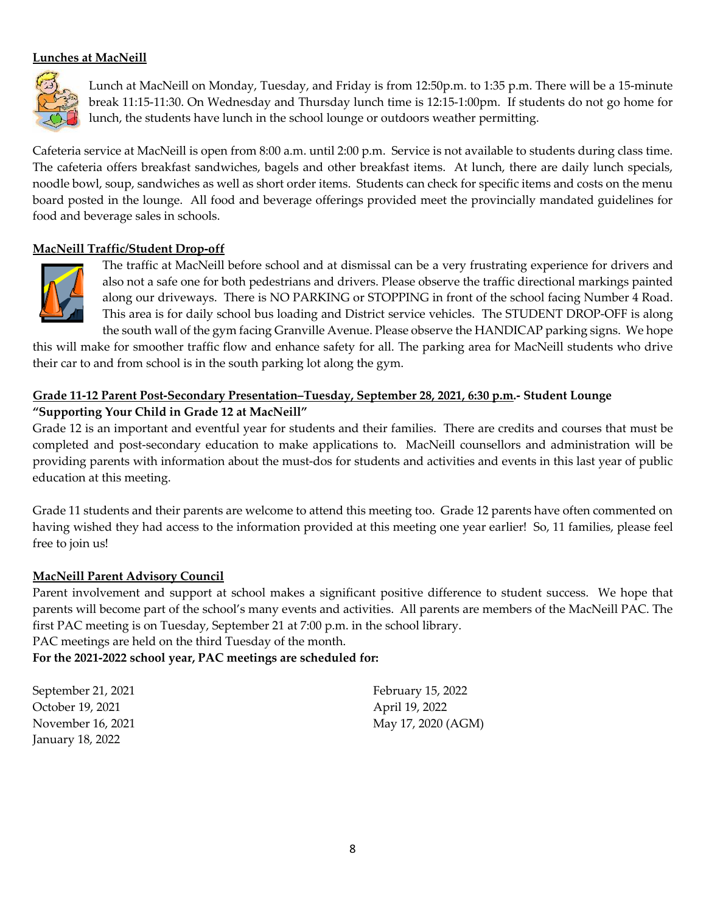**Lunches at MacNeill**

Lunch at MacNeill on Monday, Tuesday, and Friday is from 12:50p.m. to 1:35 p.m. There will be a 15-minute break 11:15-11:30. On Wednesday and Thursday lunch time is 12:15-1:00pm. If students do not go home for lunch, the students have lunch in the school lounge or outdoors weather permitting.

Cafeteria service at MacNeill is open from 8:00 a.m. until 2:00 p.m. Service is not available to students during class time. The cafeteria offers breakfast sandwiches, bagels and other breakfast items. At lunch, there are daily lunch specials, noodle bowl, soup, sandwiches as well as short order items. Students can check for specific items and costs on the menu board posted in the lounge. All food and beverage offerings provided meet the provincially mandated guidelines for food and beverage sales in schools.

**MacNeill Traffic/Student Drop-off**

The traffic at MacNeill before school and at dismissal can be a very frustrating experience for drivers and also not a safe one for both pedestrians and drivers. Please observe the traffic directional markings painted along our driveways. There is NO PARKING or STOPPING in front of the school facing Number 4 Road. This area is for daily school bus loading and District service vehicles. The STUDENT DROP-OFF is along the south wall of the gym facing Granville Avenue. Please observe the HANDICAP parking signs. We hope this will make for smoother traffic flow and enhance safety for all. The parking area for MacNeill students who drive their car to and from school is in the south parking lot along the gym.

**Grade 11-12 Parent Post-Secondary Presentation–Tuesday, September 28, 2021, 6:30 p.m.- Student Lounge**
**"Supporting Your Child in Grade 12 at MacNeill"**

Grade 12 is an important and eventful year for students and their families. There are credits and courses that must be completed and post-secondary education to make applications to. MacNeill counsellors and administration will be providing parents with information about the must-dos for students and activities and events in this last year of public education at this meeting.

Grade 11 students and their parents are welcome to attend this meeting too. Grade 12 parents have often commented on having wished they had access to the information provided at this meeting one year earlier! So, 11 families, please feel free to join us!

**MacNeill Parent Advisory Council**

Parent involvement and support at school makes a significant positive difference to student success. We hope that parents will become part of the school's many events and activities. All parents are members of the MacNeill PAC. The first PAC meeting is on Tuesday, September 21 at 7:00 p.m. in the school library.

PAC meetings are held on the third Tuesday of the month.

**For the 2021-2022 school year, PAC meetings are scheduled for:**

September 21, 2021
October 19, 2021
November 16, 2021
January 18, 2022
February 15, 2022
April 19, 2022
May 17, 2020 (AGM)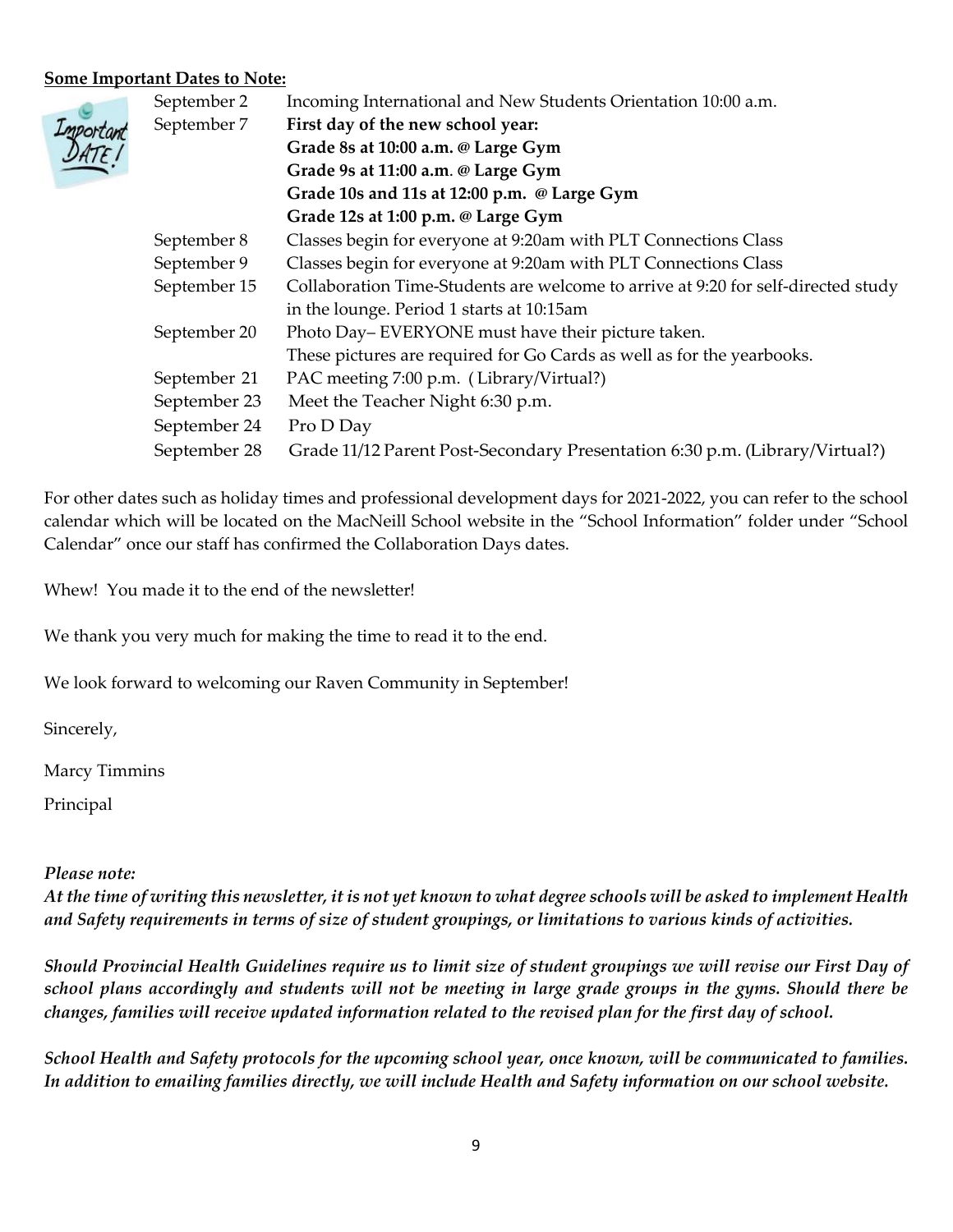**Some Important Dates to Note:**

| | |
|---|---|
| September 2 | Incoming International and New Students Orientation 10:00 a.m. |
| September 7 | **First day of the new school year:**<br>**Grade 8s at 10:00 a.m. @ Large Gym**<br>**Grade 9s at 11:00 a.m. @ Large Gym**<br>**Grade 10s and 11s at 12:00 p.m. @ Large Gym**<br>**Grade 12s at 1:00 p.m. @ Large Gym** |
| September 8 | Classes begin for everyone at 9:20am with PLT Connections Class |
| September 9 | Classes begin for everyone at 9:20am with PLT Connections Class |
| September 15 | Collaboration Time-Students are welcome to arrive at 9:20 for self-directed study in the lounge. Period 1 starts at 10:15am |
| September 20 | Photo Day– EVERYONE must have their picture taken. These pictures are required for Go Cards as well as for the yearbooks. |
| September 21 | PAC meeting 7:00 p.m. ( Library/Virtual?) |
| September 23 | Meet the Teacher Night 6:30 p.m. |
| September 24 | Pro D Day |
| September 28 | Grade 11/12 Parent Post-Secondary Presentation 6:30 p.m. (Library/Virtual?) |

For other dates such as holiday times and professional development days for 2021-2022, you can refer to the school calendar which will be located on the MacNeill School website in the "School Information" folder under "School Calendar" once our staff has confirmed the Collaboration Days dates.

Whew! You made it to the end of the newsletter!

We thank you very much for making the time to read it to the end.

We look forward to welcoming our Raven Community in September!

Sincerely,

Marcy Timmins

Principal

***Please note:***

***At the time of writing this newsletter, it is not yet known to what degree schools will be asked to implement Health and Safety requirements in terms of size of student groupings, or limitations to various kinds of activities.***

***Should Provincial Health Guidelines require us to limit size of student groupings we will revise our First Day of school plans accordingly and students will not be meeting in large grade groups in the gyms. Should there be changes, families will receive updated information related to the revised plan for the first day of school.***

***School Health and Safety protocols for the upcoming school year, once known, will be communicated to families. In addition to emailing families directly, we will include Health and Safety information on our school website.***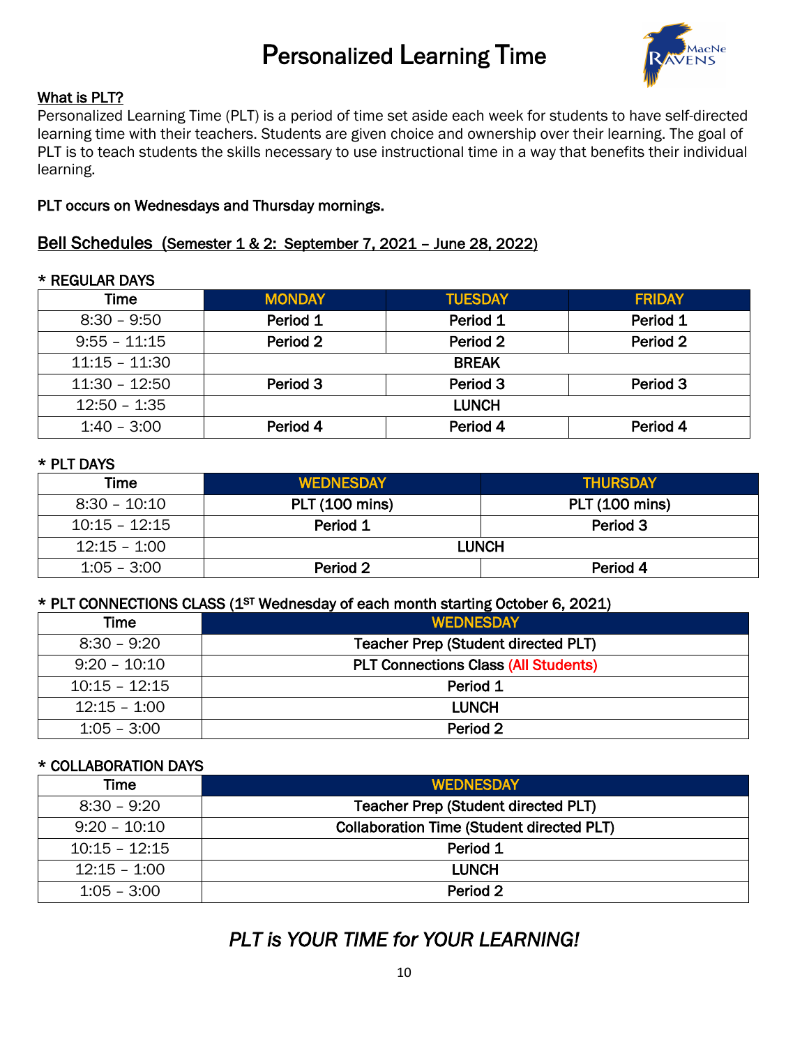# Personalized Learning Time

**What is PLT?**

Personalized Learning Time (PLT) is a period of time set aside each week for students to have self-directed learning time with their teachers. Students are given choice and ownership over their learning. The goal of PLT is to teach students the skills necessary to use instructional time in a way that benefits their individual learning.

**PLT occurs on Wednesdays and Thursday mornings.**

## Bell Schedules (Semester 1 & 2: September 7, 2021 – June 28, 2022)

**\* REGULAR DAYS**

| Time | MONDAY | TUESDAY | FRIDAY |
|---|---|---|---|
| 8:30 – 9:50 | Period 1 | Period 1 | Period 1 |
| 9:55 – 11:15 | Period 2 | Period 2 | Period 2 |
| 11:15 – 11:30 | | BREAK | |
| 11:30 – 12:50 | Period 3 | Period 3 | Period 3 |
| 12:50 – 1:35 | | LUNCH | |
| 1:40 – 3:00 | Period 4 | Period 4 | Period 4 |

**\* PLT DAYS**

| Time | WEDNESDAY | THURSDAY |
|---|---|---|
| 8:30 – 10:10 | PLT (100 mins) | PLT (100 mins) |
| 10:15 – 12:15 | Period 1 | Period 3 |
| 12:15 – 1:00 | LUNCH | |
| 1:05 – 3:00 | Period 2 | Period 4 |

**\* PLT CONNECTIONS CLASS (1ST Wednesday of each month starting October 6, 2021)**

| Time | WEDNESDAY |
|---|---|
| 8:30 – 9:20 | Teacher Prep (Student directed PLT) |
| 9:20 – 10:10 | PLT Connections Class (All Students) |
| 10:15 – 12:15 | Period 1 |
| 12:15 – 1:00 | LUNCH |
| 1:05 – 3:00 | Period 2 |

**\* COLLABORATION DAYS**

| Time | WEDNESDAY |
|---|---|
| 8:30 – 9:20 | Teacher Prep (Student directed PLT) |
| 9:20 – 10:10 | Collaboration Time (Student directed PLT) |
| 10:15 – 12:15 | Period 1 |
| 12:15 – 1:00 | LUNCH |
| 1:05 – 3:00 | Period 2 |

*PLT is YOUR TIME for YOUR LEARNING!*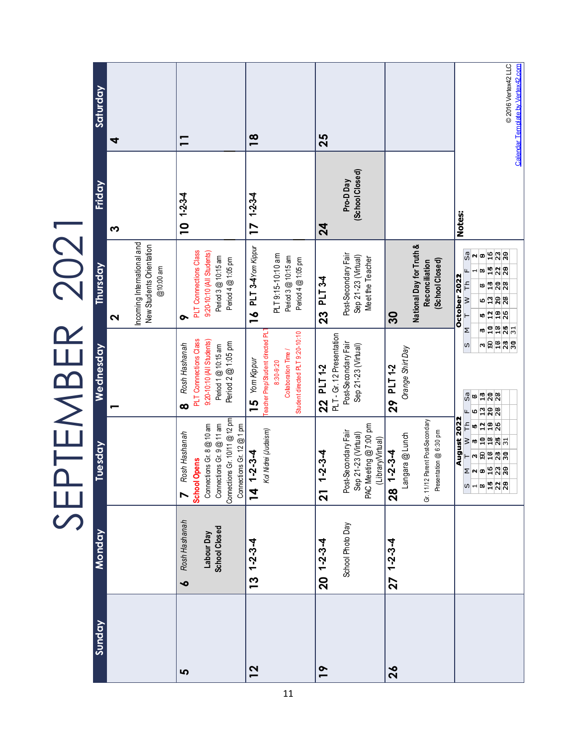# SEPTEMBER 2021

| Sunday | Monday | Tuesday | Wednesday | Thursday | Friday | Saturday |
|---|---|---|---|---|---|---|
| | | | 1 | 2<br>Incoming International and New Students Orientation @10:00 am | 3 | 4 |
| 5 | 6 *Rosh Hashanah*<br>**Labour Day School Closed** | 7 *Rosh Hashanah*<br>**School Opens**<br>Connections Gr. 8 @ 10 am<br>Connections Gr. 9 @ 11 am<br>Connections Gr. 10/11 @ 12 pm<br>Connections Gr. 12 @ 1 pm | 8 *Rosh Hashanah*<br>PLT Connections Class 9:20-10:10 (All Students)<br>Period 1 @ 10:15 am<br>Period 2 @ 1:05 pm | 9<br>PLT Connections Class 9:20-10:10 (All Students)<br>Period 3 @ 10:15 am<br>Period 4 @ 1:05 pm | 10 1-2-3-4 | 11 |
| 12 | 13 1-2-3-4 | 14 1-2-3-4<br>*Kol Nidrei (Judaism)* | 15 *Yom Kippur*<br>Teacher Prep/Student directed PLT 8:30-9:20<br>Collaboration Time / Student directed PLT 9:20-10:10 | 16 PLT 3-4 *Yom Kippur*<br>PLT 9:15-10:10 am<br>Period 3 @ 10:15 am<br>Period 4 @ 1:05 pm | 17 1-2-3-4 | 18 |
| 19 | 20 1-2-3-4<br>School Photo Day | 21 1-2-3-4<br>Post-Secondary Fair Sep 21-23 (Virtual)<br>PAC Meeting @ 7:00 pm (Library/Virtual) | 22 PLT 1-2<br>PLT - Gr. 12 Presentation<br>Post-Secondary Fair Sep 21-23 (Virtual) | 23 PLT 3-4<br>Post-Secondary Fair Sep 21-23 (Virtual)<br>Meet the Teacher | 24<br>**Pro-D Day (School Closed)** | 25 |
| 26 | 27 1-2-3-4 | 28 1-2-3-4<br>Langara @ Lunch<br>Gr. 11/12 Parent Post-Secondary Presentation @ 6:30 pm | 29 PLT 1-2<br>*Orange Shirt Day* | 30<br>**National Day for Truth & Reconciliation (School Closed)** | | |

**August 2022**

| S | M | T | W | Th | F | Sa |
|---|---|---|---|---|---|---|
| 1 | 2 | 3 | 4 | 5 | 6 | 7 |
| 8 | 9 | 10 | 11 | 12 | 13 | 14 |
| 15 | 16 | 17 | 18 | 19 | 20 | 21 |
| 22 | 23 | 24 | 25 | 26 | 27 | 28 |
| 29 | 30 | 31 | | | | |

**October 2022**

| S | M | T | W | Th | F | Sa |
|---|---|---|---|---|---|---|
| | | | | | 1 | 2 |
| 3 | 4 | 5 | 6 | 7 | 8 | 9 |
| 10 | 11 | 12 | 13 | 14 | 15 | 16 |
| 17 | 18 | 19 | 20 | 21 | 22 | 23 |
| 24 | 25 | 26 | 27 | 28 | 29 | 30 |
| 31 | | | | | | |

**Notes:**

© 2016 Vertex42 LLC
Calendar Template by Vertex42.com